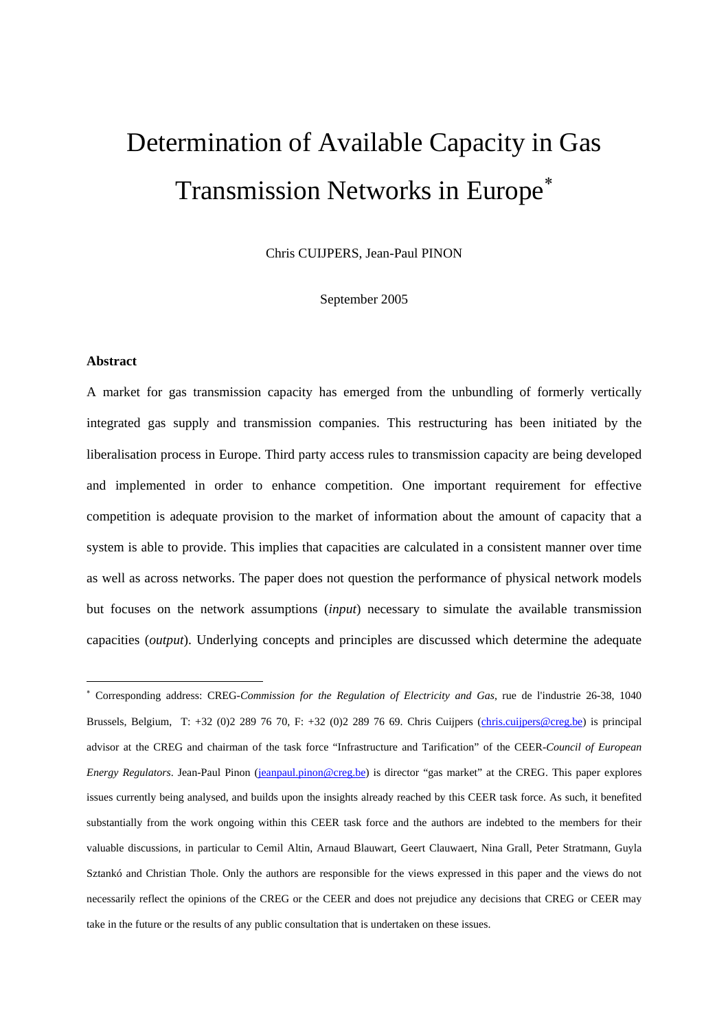# Determination of Available Capacity in Gas Transmission Networks in Europe[*]

Chris CUIJPERS, Jean-Paul PINON

September 2005

### Abstract

A market for gas transmission capacity has emerged from the unbundling of formerly vertically integrated gas supply and transmission companies. This restructuring has been initiated by the liberalisation process in Europe. Third party access rules to transmission capacity are being developed and implemented in order to enhance competition. One important requirement for effective competition is adequate provision to the market of information about the amount of capacity that a system is able to provide. This implies that capacities are calculated in a consistent manner over time as well as across networks. The paper does not question the performance of physical network models but focuses on the network assumptions (*input*) necessary to simulate the available transmission capacities (*output*). Underlying concepts and principles are discussed which determine the adequate

---

[*] Corresponding address: CREG-*Commission for the Regulation of Electricity and Gas*, rue de l'industrie 26-38, 1040 Brussels, Belgium, T: +32 (0)2 289 76 70, F: +32 (0)2 289 76 69. Chris Cuijpers (chris.cuijpers@creg.be) is principal advisor at the CREG and chairman of the task force "Infrastructure and Tarification" of the CEER-*Council of European Energy Regulators*. Jean-Paul Pinon (jeanpaul.pinon@creg.be) is director "gas market" at the CREG. This paper explores issues currently being analysed, and builds upon the insights already reached by this CEER task force. As such, it benefited substantially from the work ongoing within this CEER task force and the authors are indebted to the members for their valuable discussions, in particular to Cemil Altin, Arnaud Blauwart, Geert Clauwaert, Nina Grall, Peter Stratmann, Guyla Sztankó and Christian Thole. Only the authors are responsible for the views expressed in this paper and the views do not necessarily reflect the opinions of the CREG or the CEER and does not prejudice any decisions that CREG or CEER may take in the future or the results of any public consultation that is undertaken on these issues.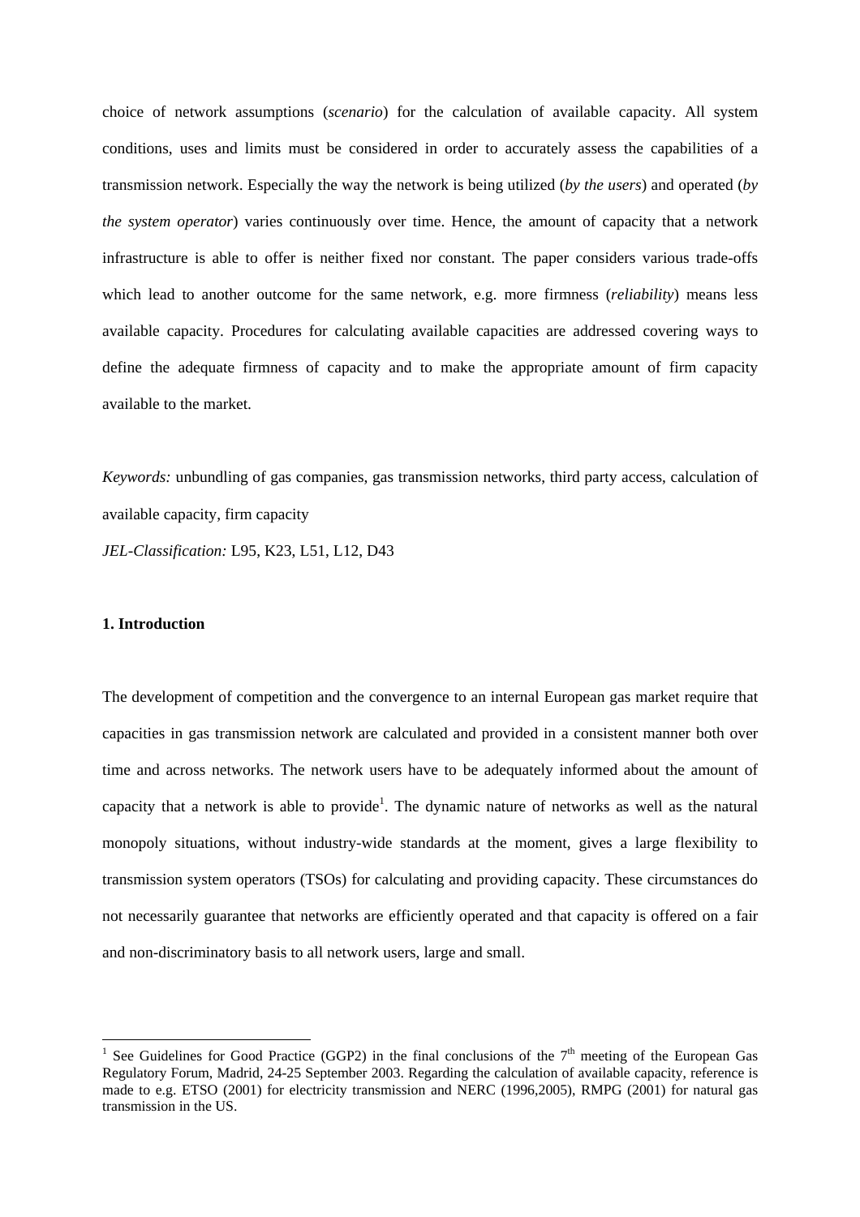choice of network assumptions (*scenario*) for the calculation of available capacity. All system conditions, uses and limits must be considered in order to accurately assess the capabilities of a transmission network. Especially the way the network is being utilized (*by the users*) and operated (*by the system operator*) varies continuously over time. Hence, the amount of capacity that a network infrastructure is able to offer is neither fixed nor constant. The paper considers various trade-offs which lead to another outcome for the same network, e.g. more firmness (*reliability*) means less available capacity. Procedures for calculating available capacities are addressed covering ways to define the adequate firmness of capacity and to make the appropriate amount of firm capacity available to the market.

*Keywords:* unbundling of gas companies, gas transmission networks, third party access, calculation of available capacity, firm capacity

*JEL-Classification:* L95, K23, L51, L12, D43

**1. Introduction**

The development of competition and the convergence to an internal European gas market require that capacities in gas transmission network are calculated and provided in a consistent manner both over time and across networks. The network users have to be adequately informed about the amount of capacity that a network is able to provide[1]. The dynamic nature of networks as well as the natural monopoly situations, without industry-wide standards at the moment, gives a large flexibility to transmission system operators (TSOs) for calculating and providing capacity. These circumstances do not necessarily guarantee that networks are efficiently operated and that capacity is offered on a fair and non-discriminatory basis to all network users, large and small.

[1] See Guidelines for Good Practice (GGP2) in the final conclusions of the 7th meeting of the European Gas Regulatory Forum, Madrid, 24-25 September 2003. Regarding the calculation of available capacity, reference is made to e.g. ETSO (2001) for electricity transmission and NERC (1996,2005), RMPG (2001) for natural gas transmission in the US.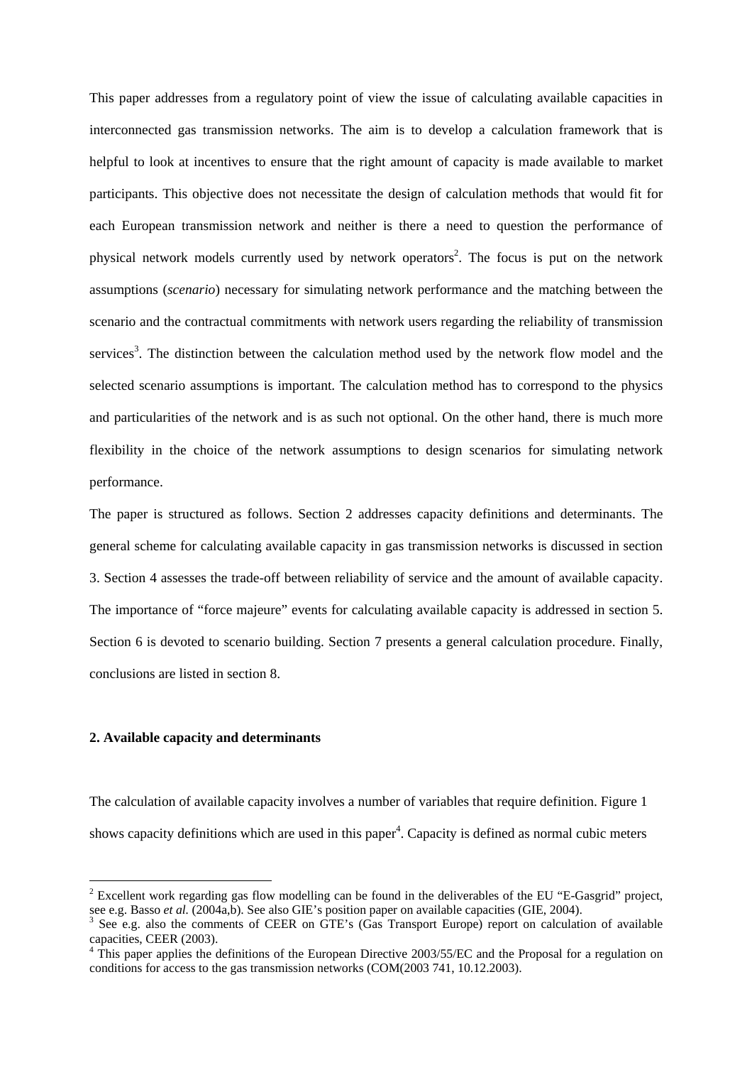This paper addresses from a regulatory point of view the issue of calculating available capacities in interconnected gas transmission networks. The aim is to develop a calculation framework that is helpful to look at incentives to ensure that the right amount of capacity is made available to market participants. This objective does not necessitate the design of calculation methods that would fit for each European transmission network and neither is there a need to question the performance of physical network models currently used by network operators[2]. The focus is put on the network assumptions (*scenario*) necessary for simulating network performance and the matching between the scenario and the contractual commitments with network users regarding the reliability of transmission services[3]. The distinction between the calculation method used by the network flow model and the selected scenario assumptions is important. The calculation method has to correspond to the physics and particularities of the network and is as such not optional. On the other hand, there is much more flexibility in the choice of the network assumptions to design scenarios for simulating network performance.

The paper is structured as follows. Section 2 addresses capacity definitions and determinants. The general scheme for calculating available capacity in gas transmission networks is discussed in section 3. Section 4 assesses the trade-off between reliability of service and the amount of available capacity. The importance of "force majeure" events for calculating available capacity is addressed in section 5. Section 6 is devoted to scenario building. Section 7 presents a general calculation procedure. Finally, conclusions are listed in section 8.

## 2. Available capacity and determinants

The calculation of available capacity involves a number of variables that require definition. Figure 1 shows capacity definitions which are used in this paper[4]. Capacity is defined as normal cubic meters

---

[2] Excellent work regarding gas flow modelling can be found in the deliverables of the EU "E-Gasgrid" project, see e.g. Basso *et al.* (2004a,b). See also GIE's position paper on available capacities (GIE, 2004).

[3] See e.g. also the comments of CEER on GTE's (Gas Transport Europe) report on calculation of available capacities, CEER (2003).

[4] This paper applies the definitions of the European Directive 2003/55/EC and the Proposal for a regulation on conditions for access to the gas transmission networks (COM(2003 741, 10.12.2003).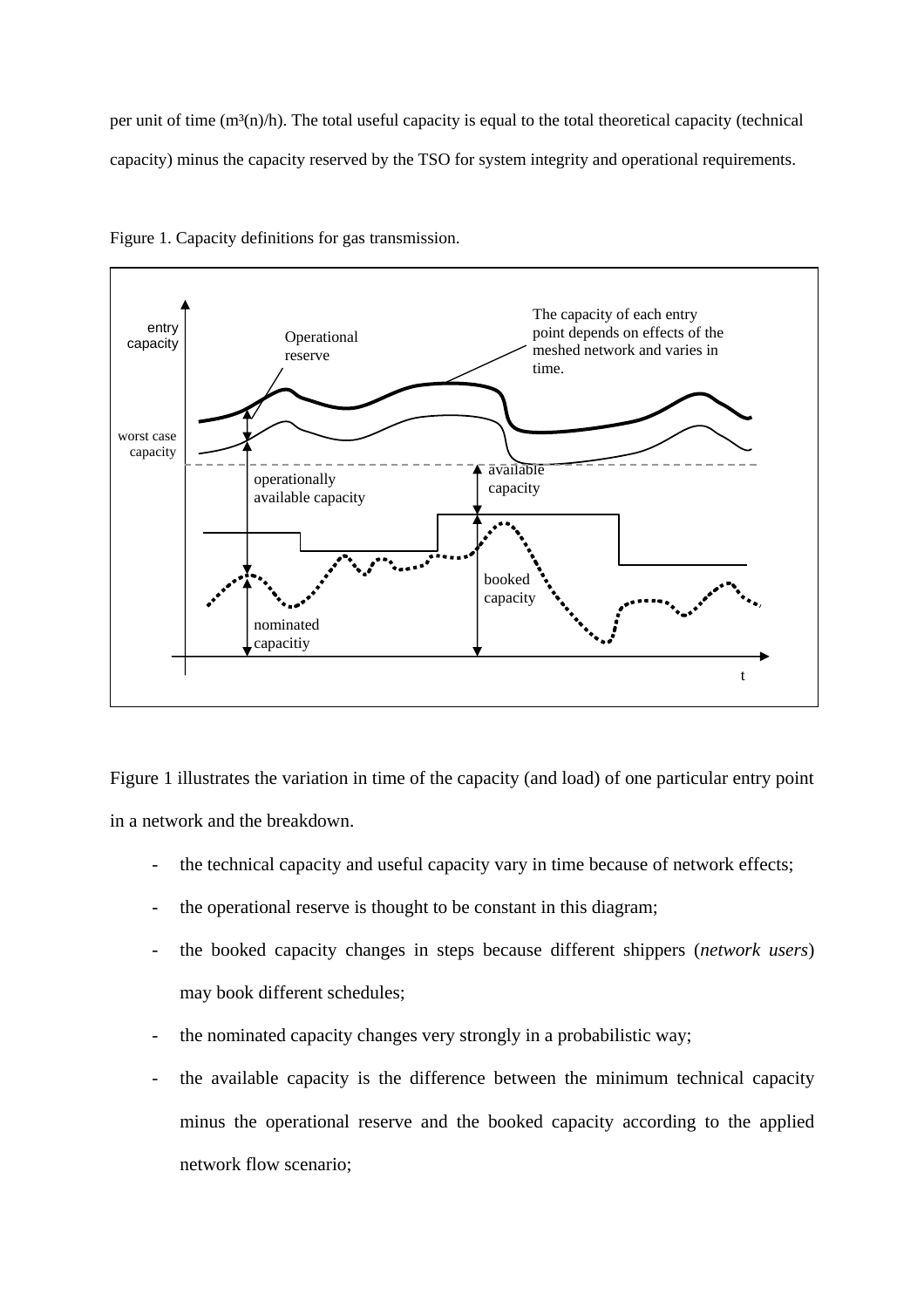per unit of time (m³(n)/h). The total useful capacity is equal to the total theoretical capacity (technical capacity) minus the capacity reserved by the TSO for system integrity and operational requirements.

Figure 1. Capacity definitions for gas transmission.

Figure 1 illustrates the variation in time of the capacity (and load) of one particular entry point in a network and the breakdown.

- the technical capacity and useful capacity vary in time because of network effects;
- the operational reserve is thought to be constant in this diagram;
- the booked capacity changes in steps because different shippers (*network users*) may book different schedules;
- the nominated capacity changes very strongly in a probabilistic way;
- the available capacity is the difference between the minimum technical capacity minus the operational reserve and the booked capacity according to the applied network flow scenario;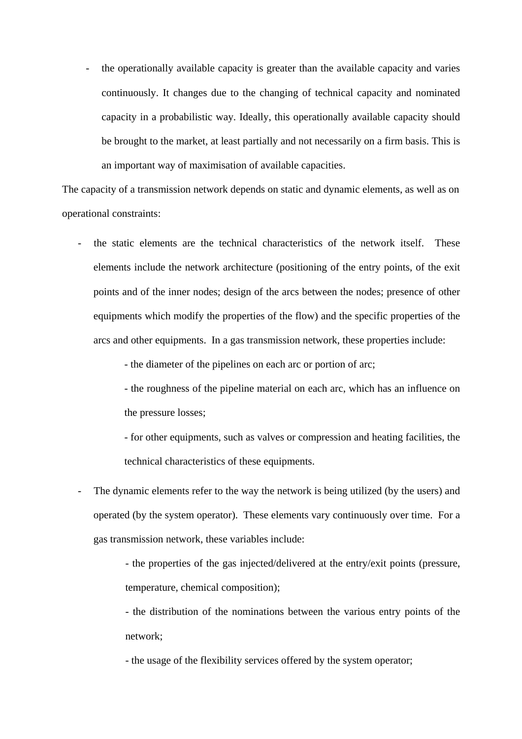- the operationally available capacity is greater than the available capacity and varies continuously. It changes due to the changing of technical capacity and nominated capacity in a probabilistic way. Ideally, this operationally available capacity should be brought to the market, at least partially and not necessarily on a firm basis. This is an important way of maximisation of available capacities.

The capacity of a transmission network depends on static and dynamic elements, as well as on operational constraints:

- the static elements are the technical characteristics of the network itself. These elements include the network architecture (positioning of the entry points, of the exit points and of the inner nodes; design of the arcs between the nodes; presence of other equipments which modify the properties of the flow) and the specific properties of the arcs and other equipments. In a gas transmission network, these properties include:
    - the diameter of the pipelines on each arc or portion of arc;
    - the roughness of the pipeline material on each arc, which has an influence on the pressure losses;
    - for other equipments, such as valves or compression and heating facilities, the technical characteristics of these equipments.
- The dynamic elements refer to the way the network is being utilized (by the users) and operated (by the system operator). These elements vary continuously over time. For a gas transmission network, these variables include:
    - the properties of the gas injected/delivered at the entry/exit points (pressure, temperature, chemical composition);
    - the distribution of the nominations between the various entry points of the network;
    - the usage of the flexibility services offered by the system operator;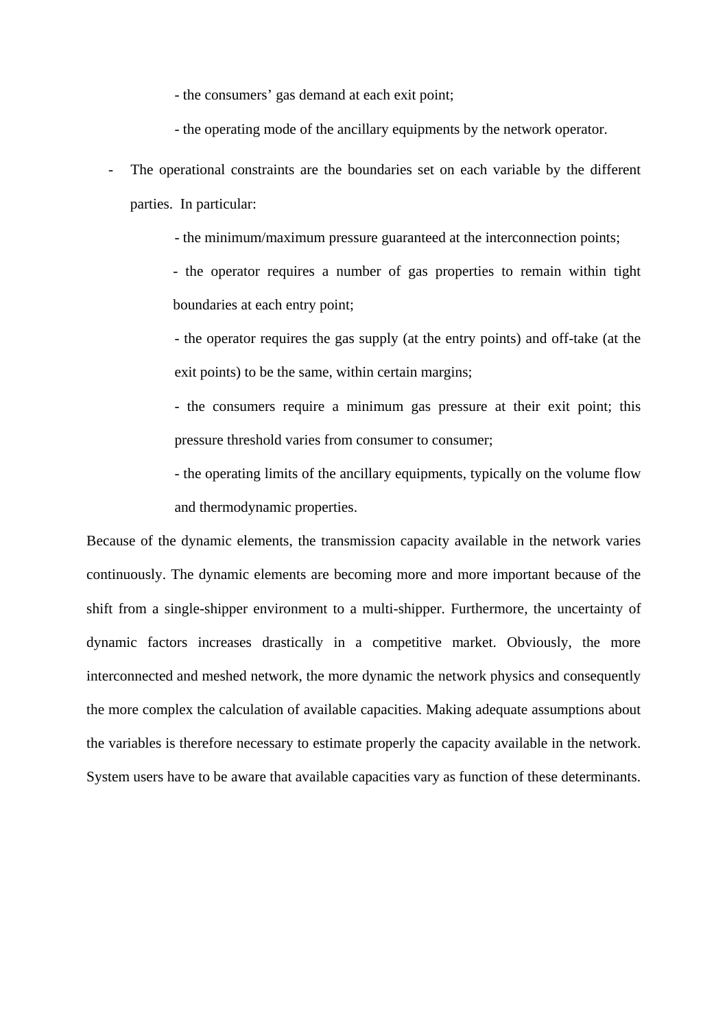- the consumers' gas demand at each exit point;
  - the operating mode of the ancillary equipments by the network operator.

- The operational constraints are the boundaries set on each variable by the different parties. In particular:
  - the minimum/maximum pressure guaranteed at the interconnection points;
  - the operator requires a number of gas properties to remain within tight boundaries at each entry point;
  - the operator requires the gas supply (at the entry points) and off-take (at the exit points) to be the same, within certain margins;
  - the consumers require a minimum gas pressure at their exit point; this pressure threshold varies from consumer to consumer;
  - the operating limits of the ancillary equipments, typically on the volume flow and thermodynamic properties.

Because of the dynamic elements, the transmission capacity available in the network varies continuously. The dynamic elements are becoming more and more important because of the shift from a single-shipper environment to a multi-shipper. Furthermore, the uncertainty of dynamic factors increases drastically in a competitive market. Obviously, the more interconnected and meshed network, the more dynamic the network physics and consequently the more complex the calculation of available capacities. Making adequate assumptions about the variables is therefore necessary to estimate properly the capacity available in the network. System users have to be aware that available capacities vary as function of these determinants.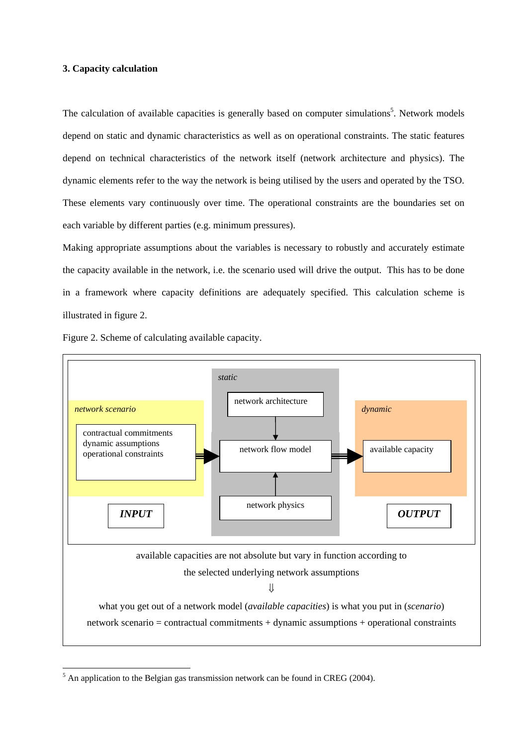### 3. Capacity calculation

The calculation of available capacities is generally based on computer simulations[5]. Network models depend on static and dynamic characteristics as well as on operational constraints. The static features depend on technical characteristics of the network itself (network architecture and physics). The dynamic elements refer to the way the network is being utilised by the users and operated by the TSO. These elements vary continuously over time. The operational constraints are the boundaries set on each variable by different parties (e.g. minimum pressures).

Making appropriate assumptions about the variables is necessary to robustly and accurately estimate the capacity available in the network, i.e. the scenario used will drive the output. This has to be done in a framework where capacity definitions are adequately specified. This calculation scheme is illustrated in figure 2.

Figure 2. Scheme of calculating available capacity.

*network scenario*

- contractual commitments
- dynamic assumptions
- operational constraints

***INPUT***

*static*

network architecture → network flow model ← network physics

*dynamic*

available capacity

***OUTPUT***

available capacities are not absolute but vary in function according to the selected underlying network assumptions

⇓

what you get out of a network model (*available capacities*) is what you put in (*scenario*)

network scenario = contractual commitments + dynamic assumptions + operational constraints

---

[5] An application to the Belgian gas transmission network can be found in CREG (2004).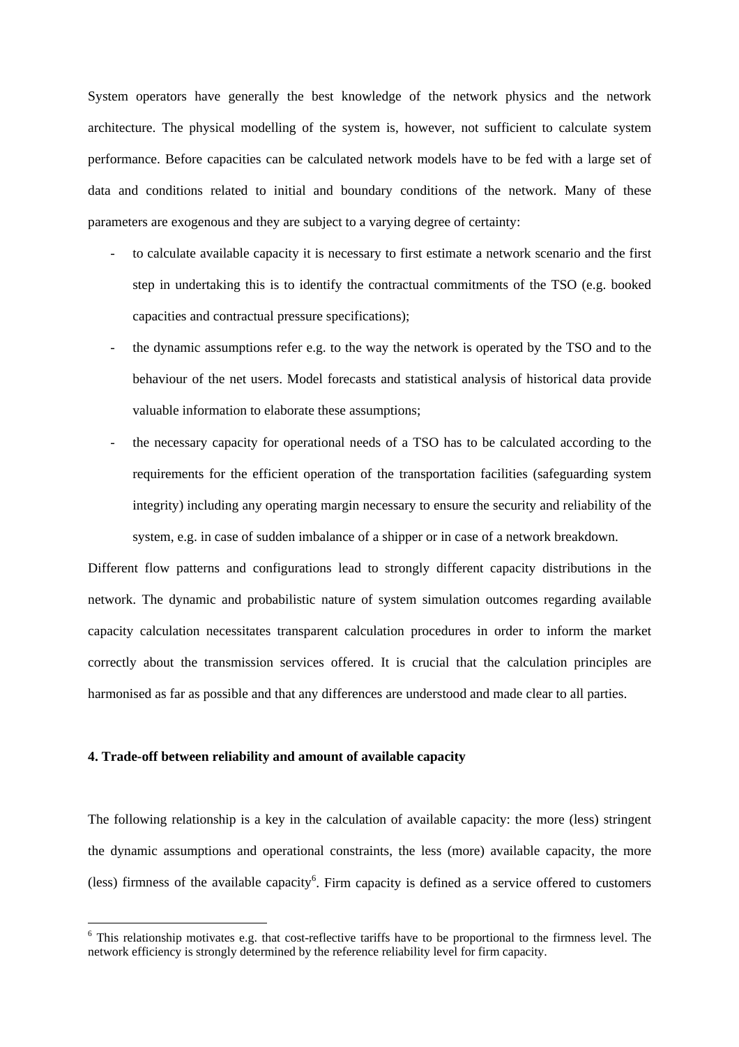System operators have generally the best knowledge of the network physics and the network architecture. The physical modelling of the system is, however, not sufficient to calculate system performance. Before capacities can be calculated network models have to be fed with a large set of data and conditions related to initial and boundary conditions of the network. Many of these parameters are exogenous and they are subject to a varying degree of certainty:

- to calculate available capacity it is necessary to first estimate a network scenario and the first step in undertaking this is to identify the contractual commitments of the TSO (e.g. booked capacities and contractual pressure specifications);
- the dynamic assumptions refer e.g. to the way the network is operated by the TSO and to the behaviour of the net users. Model forecasts and statistical analysis of historical data provide valuable information to elaborate these assumptions;
- the necessary capacity for operational needs of a TSO has to be calculated according to the requirements for the efficient operation of the transportation facilities (safeguarding system integrity) including any operating margin necessary to ensure the security and reliability of the system, e.g. in case of sudden imbalance of a shipper or in case of a network breakdown.

Different flow patterns and configurations lead to strongly different capacity distributions in the network. The dynamic and probabilistic nature of system simulation outcomes regarding available capacity calculation necessitates transparent calculation procedures in order to inform the market correctly about the transmission services offered. It is crucial that the calculation principles are harmonised as far as possible and that any differences are understood and made clear to all parties.

**4. Trade-off between reliability and amount of available capacity**

The following relationship is a key in the calculation of available capacity: the more (less) stringent the dynamic assumptions and operational constraints, the less (more) available capacity, the more (less) firmness of the available capacity[6]. Firm capacity is defined as a service offered to customers

[6] This relationship motivates e.g. that cost-reflective tariffs have to be proportional to the firmness level. The network efficiency is strongly determined by the reference reliability level for firm capacity.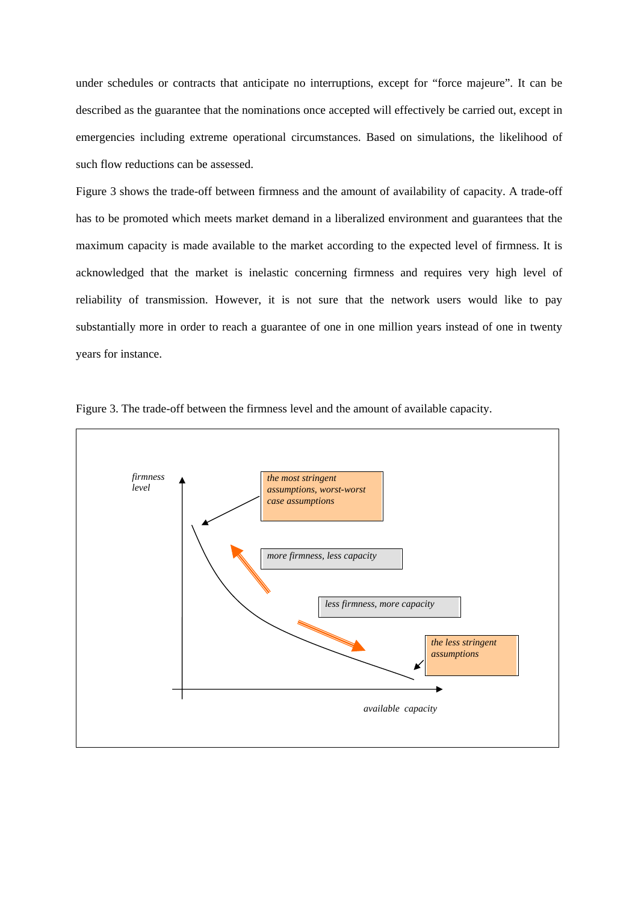under schedules or contracts that anticipate no interruptions, except for “force majeure”. It can be described as the guarantee that the nominations once accepted will effectively be carried out, except in emergencies including extreme operational circumstances. Based on simulations, the likelihood of such flow reductions can be assessed.

Figure 3 shows the trade-off between firmness and the amount of availability of capacity. A trade-off has to be promoted which meets market demand in a liberalized environment and guarantees that the maximum capacity is made available to the market according to the expected level of firmness. It is acknowledged that the market is inelastic concerning firmness and requires very high level of reliability of transmission. However, it is not sure that the network users would like to pay substantially more in order to reach a guarantee of one in one million years instead of one in twenty years for instance.

Figure 3. The trade-off between the firmness level and the amount of available capacity.

*firmness level*

*the most stringent assumptions, worst-worst case assumptions*

*more firmness, less capacity*

*less firmness, more capacity*

*the less stringent assumptions*

*available capacity*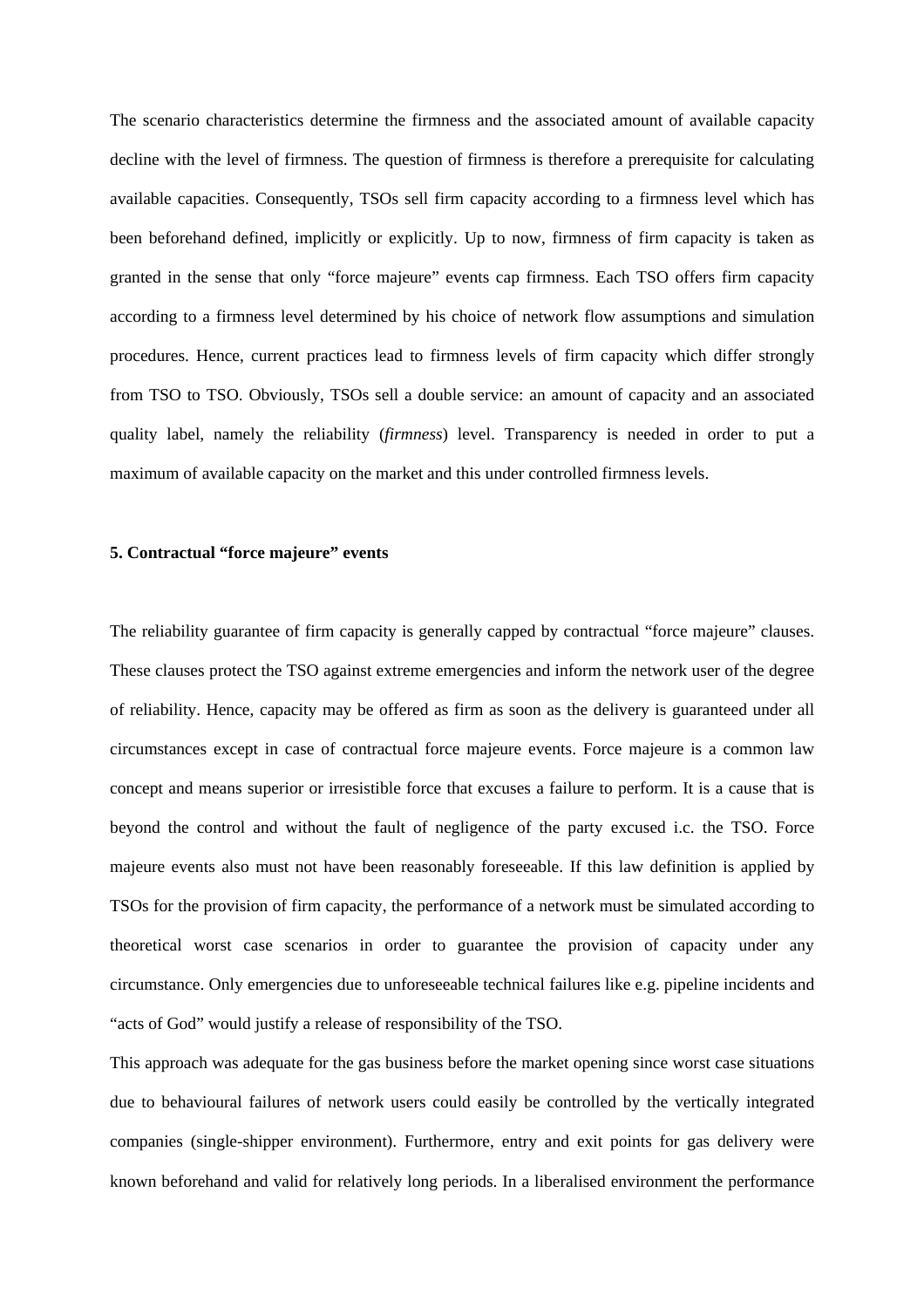The scenario characteristics determine the firmness and the associated amount of available capacity decline with the level of firmness. The question of firmness is therefore a prerequisite for calculating available capacities. Consequently, TSOs sell firm capacity according to a firmness level which has been beforehand defined, implicitly or explicitly. Up to now, firmness of firm capacity is taken as granted in the sense that only "force majeure" events cap firmness. Each TSO offers firm capacity according to a firmness level determined by his choice of network flow assumptions and simulation procedures. Hence, current practices lead to firmness levels of firm capacity which differ strongly from TSO to TSO. Obviously, TSOs sell a double service: an amount of capacity and an associated quality label, namely the reliability (*firmness*) level. Transparency is needed in order to put a maximum of available capacity on the market and this under controlled firmness levels.

## 5. Contractual "force majeure" events

The reliability guarantee of firm capacity is generally capped by contractual "force majeure" clauses. These clauses protect the TSO against extreme emergencies and inform the network user of the degree of reliability. Hence, capacity may be offered as firm as soon as the delivery is guaranteed under all circumstances except in case of contractual force majeure events. Force majeure is a common law concept and means superior or irresistible force that excuses a failure to perform. It is a cause that is beyond the control and without the fault of negligence of the party excused i.c. the TSO. Force majeure events also must not have been reasonably foreseeable. If this law definition is applied by TSOs for the provision of firm capacity, the performance of a network must be simulated according to theoretical worst case scenarios in order to guarantee the provision of capacity under any circumstance. Only emergencies due to unforeseeable technical failures like e.g. pipeline incidents and "acts of God" would justify a release of responsibility of the TSO.

This approach was adequate for the gas business before the market opening since worst case situations due to behavioural failures of network users could easily be controlled by the vertically integrated companies (single-shipper environment). Furthermore, entry and exit points for gas delivery were known beforehand and valid for relatively long periods. In a liberalised environment the performance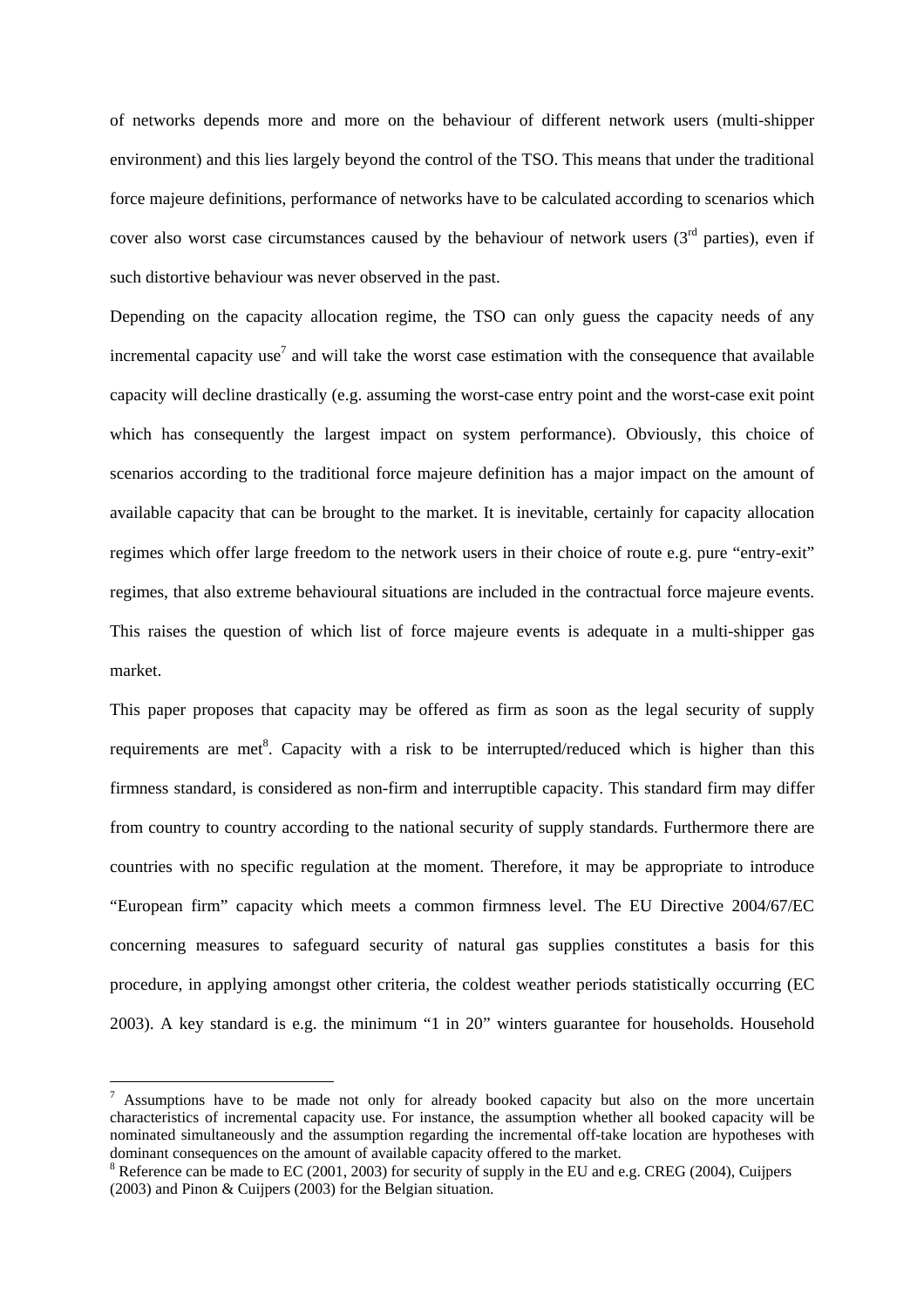of networks depends more and more on the behaviour of different network users (multi-shipper environment) and this lies largely beyond the control of the TSO. This means that under the traditional force majeure definitions, performance of networks have to be calculated according to scenarios which cover also worst case circumstances caused by the behaviour of network users (3rd parties), even if such distortive behaviour was never observed in the past.

Depending on the capacity allocation regime, the TSO can only guess the capacity needs of any incremental capacity use[7] and will take the worst case estimation with the consequence that available capacity will decline drastically (e.g. assuming the worst-case entry point and the worst-case exit point which has consequently the largest impact on system performance). Obviously, this choice of scenarios according to the traditional force majeure definition has a major impact on the amount of available capacity that can be brought to the market. It is inevitable, certainly for capacity allocation regimes which offer large freedom to the network users in their choice of route e.g. pure "entry-exit" regimes, that also extreme behavioural situations are included in the contractual force majeure events. This raises the question of which list of force majeure events is adequate in a multi-shipper gas market.

This paper proposes that capacity may be offered as firm as soon as the legal security of supply requirements are met[8]. Capacity with a risk to be interrupted/reduced which is higher than this firmness standard, is considered as non-firm and interruptible capacity. This standard firm may differ from country to country according to the national security of supply standards. Furthermore there are countries with no specific regulation at the moment. Therefore, it may be appropriate to introduce "European firm" capacity which meets a common firmness level. The EU Directive 2004/67/EC concerning measures to safeguard security of natural gas supplies constitutes a basis for this procedure, in applying amongst other criteria, the coldest weather periods statistically occurring (EC 2003). A key standard is e.g. the minimum "1 in 20" winters guarantee for households. Household

[7] Assumptions have to be made not only for already booked capacity but also on the more uncertain characteristics of incremental capacity use. For instance, the assumption whether all booked capacity will be nominated simultaneously and the assumption regarding the incremental off-take location are hypotheses with dominant consequences on the amount of available capacity offered to the market.

[8] Reference can be made to EC (2001, 2003) for security of supply in the EU and e.g. CREG (2004), Cuijpers (2003) and Pinon & Cuijpers (2003) for the Belgian situation.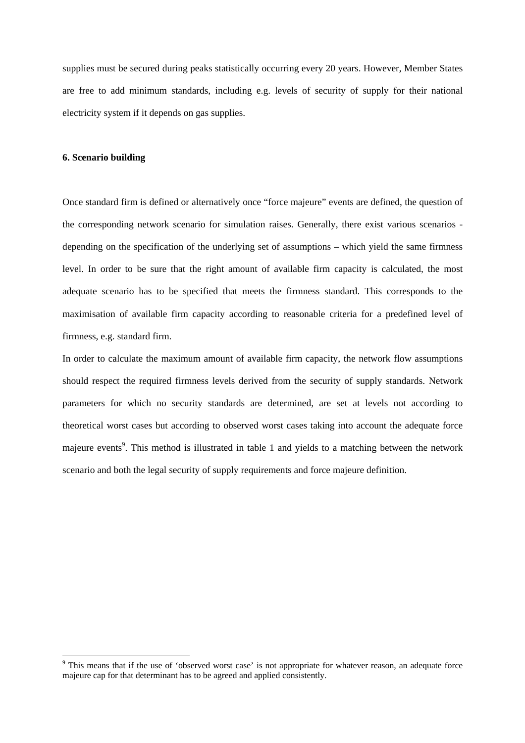supplies must be secured during peaks statistically occurring every 20 years. However, Member States are free to add minimum standards, including e.g. levels of security of supply for their national electricity system if it depends on gas supplies.

## 6. Scenario building

Once standard firm is defined or alternatively once "force majeure" events are defined, the question of the corresponding network scenario for simulation raises. Generally, there exist various scenarios - depending on the specification of the underlying set of assumptions – which yield the same firmness level. In order to be sure that the right amount of available firm capacity is calculated, the most adequate scenario has to be specified that meets the firmness standard. This corresponds to the maximisation of available firm capacity according to reasonable criteria for a predefined level of firmness, e.g. standard firm.

In order to calculate the maximum amount of available firm capacity, the network flow assumptions should respect the required firmness levels derived from the security of supply standards. Network parameters for which no security standards are determined, are set at levels not according to theoretical worst cases but according to observed worst cases taking into account the adequate force majeure events[9]. This method is illustrated in table 1 and yields to a matching between the network scenario and both the legal security of supply requirements and force majeure definition.

---

[9] This means that if the use of 'observed worst case' is not appropriate for whatever reason, an adequate force majeure cap for that determinant has to be agreed and applied consistently.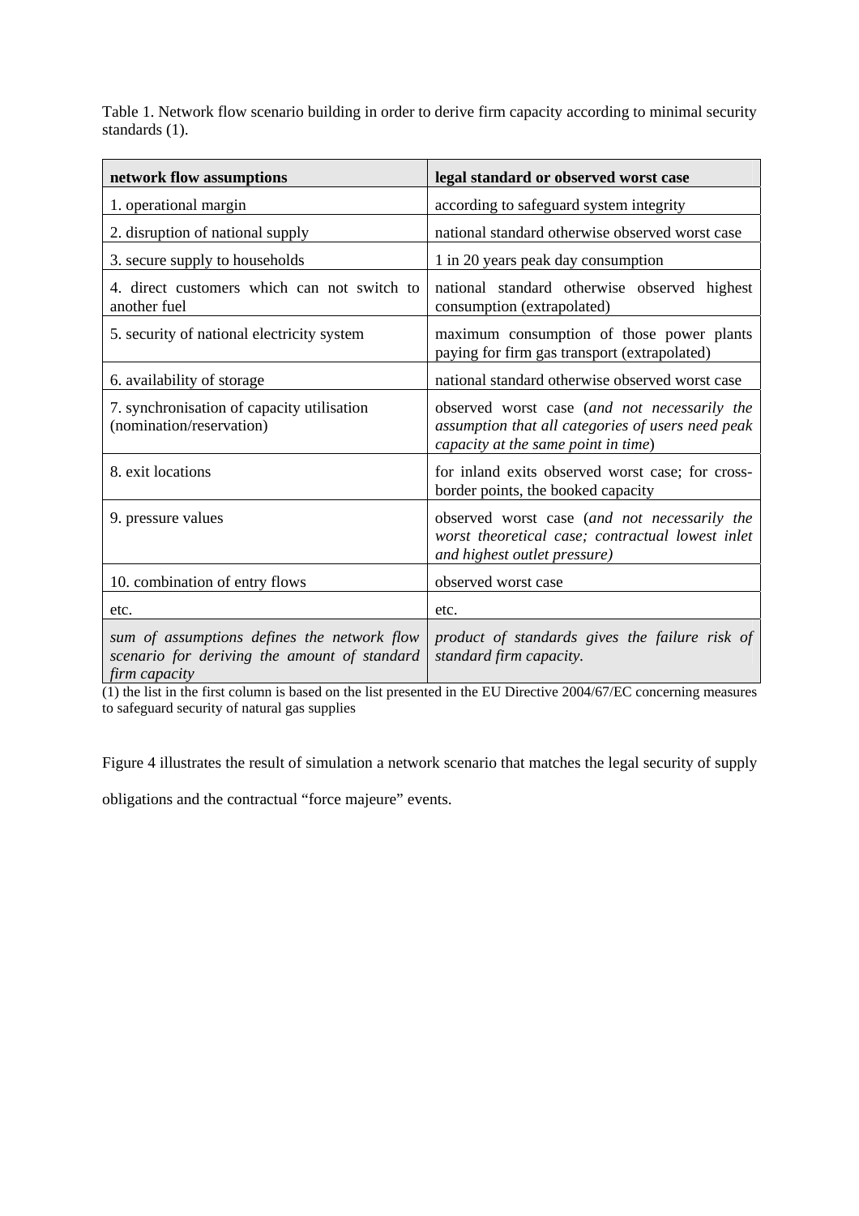Table 1. Network flow scenario building in order to derive firm capacity according to minimal security standards (1).

| network flow assumptions | legal standard or observed worst case |
|---|---|
| 1. operational margin | according to safeguard system integrity |
| 2. disruption of national supply | national standard otherwise observed worst case |
| 3. secure supply to households | 1 in 20 years peak day consumption |
| 4. direct customers which can not switch to another fuel | national standard otherwise observed highest consumption (extrapolated) |
| 5. security of national electricity system | maximum consumption of those power plants paying for firm gas transport (extrapolated) |
| 6. availability of storage | national standard otherwise observed worst case |
| 7. synchronisation of capacity utilisation (nomination/reservation) | observed worst case (*and not necessarily the assumption that all categories of users need peak capacity at the same point in time*) |
| 8. exit locations | for inland exits observed worst case; for cross-border points, the booked capacity |
| 9. pressure values | observed worst case (*and not necessarily the worst theoretical case; contractual lowest inlet and highest outlet pressure)* |
| 10. combination of entry flows | observed worst case |
| etc. | etc. |
| *sum of assumptions defines the network flow scenario for deriving the amount of standard firm capacity* | *product of standards gives the failure risk of standard firm capacity.* |

(1) the list in the first column is based on the list presented in the EU Directive 2004/67/EC concerning measures to safeguard security of natural gas supplies

Figure 4 illustrates the result of simulation a network scenario that matches the legal security of supply obligations and the contractual "force majeure" events.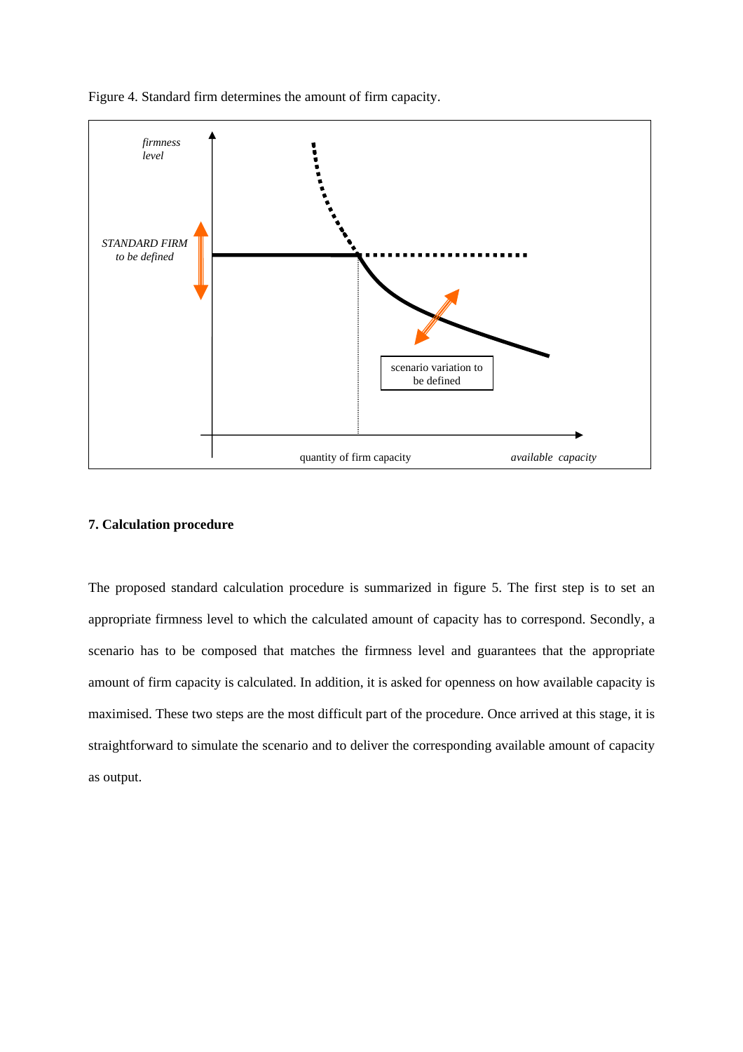Figure 4. Standard firm determines the amount of firm capacity.

## 7. Calculation procedure

The proposed standard calculation procedure is summarized in figure 5. The first step is to set an appropriate firmness level to which the calculated amount of capacity has to correspond. Secondly, a scenario has to be composed that matches the firmness level and guarantees that the appropriate amount of firm capacity is calculated. In addition, it is asked for openness on how available capacity is maximised. These two steps are the most difficult part of the procedure. Once arrived at this stage, it is straightforward to simulate the scenario and to deliver the corresponding available amount of capacity as output.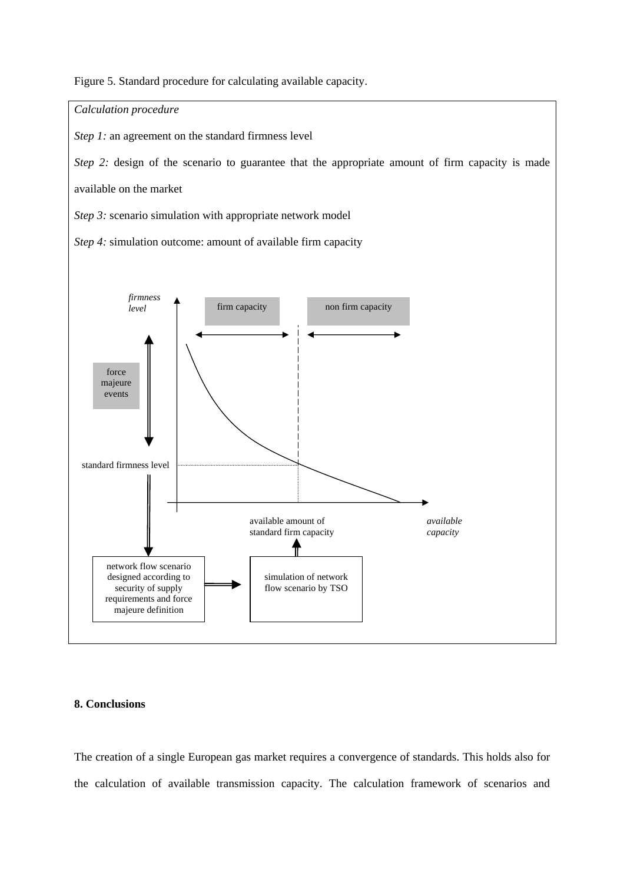Figure 5. Standard procedure for calculating available capacity.

*Calculation procedure*

*Step 1:* an agreement on the standard firmness level

*Step 2:* design of the scenario to guarantee that the appropriate amount of firm capacity is made available on the market

*Step 3:* scenario simulation with appropriate network model

*Step 4:* simulation outcome: amount of available firm capacity

*firmness level*

firm capacity

non firm capacity

force majeure events

standard firmness level

available amount of standard firm capacity

*available capacity*

network flow scenario designed according to security of supply requirements and force majeure definition

simulation of network flow scenario by TSO

**8. Conclusions**

The creation of a single European gas market requires a convergence of standards. This holds also for the calculation of available transmission capacity. The calculation framework of scenarios and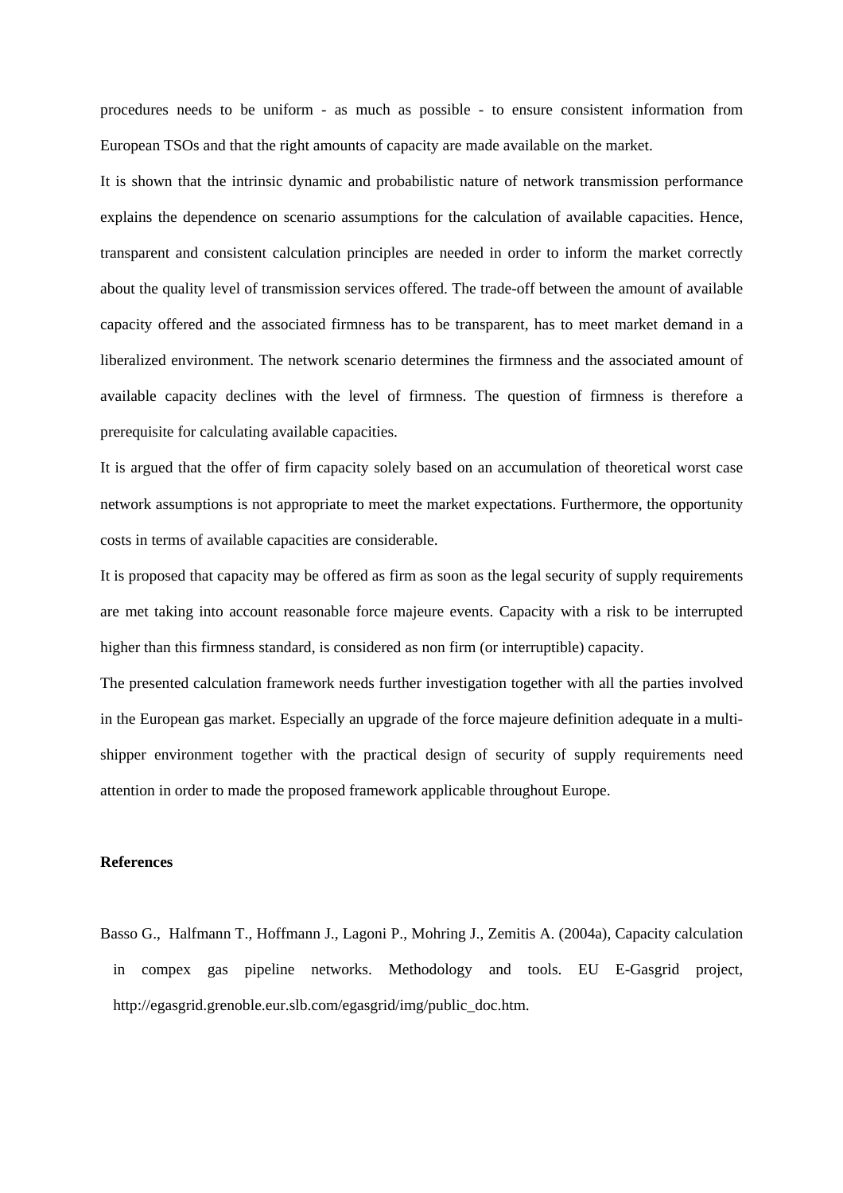procedures needs to be uniform - as much as possible - to ensure consistent information from European TSOs and that the right amounts of capacity are made available on the market.

It is shown that the intrinsic dynamic and probabilistic nature of network transmission performance explains the dependence on scenario assumptions for the calculation of available capacities. Hence, transparent and consistent calculation principles are needed in order to inform the market correctly about the quality level of transmission services offered. The trade-off between the amount of available capacity offered and the associated firmness has to be transparent, has to meet market demand in a liberalized environment. The network scenario determines the firmness and the associated amount of available capacity declines with the level of firmness. The question of firmness is therefore a prerequisite for calculating available capacities.

It is argued that the offer of firm capacity solely based on an accumulation of theoretical worst case network assumptions is not appropriate to meet the market expectations. Furthermore, the opportunity costs in terms of available capacities are considerable.

It is proposed that capacity may be offered as firm as soon as the legal security of supply requirements are met taking into account reasonable force majeure events. Capacity with a risk to be interrupted higher than this firmness standard, is considered as non firm (or interruptible) capacity.

The presented calculation framework needs further investigation together with all the parties involved in the European gas market. Especially an upgrade of the force majeure definition adequate in a multi-shipper environment together with the practical design of security of supply requirements need attention in order to made the proposed framework applicable throughout Europe.

**References**

Basso G., Halfmann T., Hoffmann J., Lagoni P., Mohring J., Zemitis A. (2004a), Capacity calculation in compex gas pipeline networks. Methodology and tools. EU E-Gasgrid project, http://egasgrid.grenoble.eur.slb.com/egasgrid/img/public_doc.htm.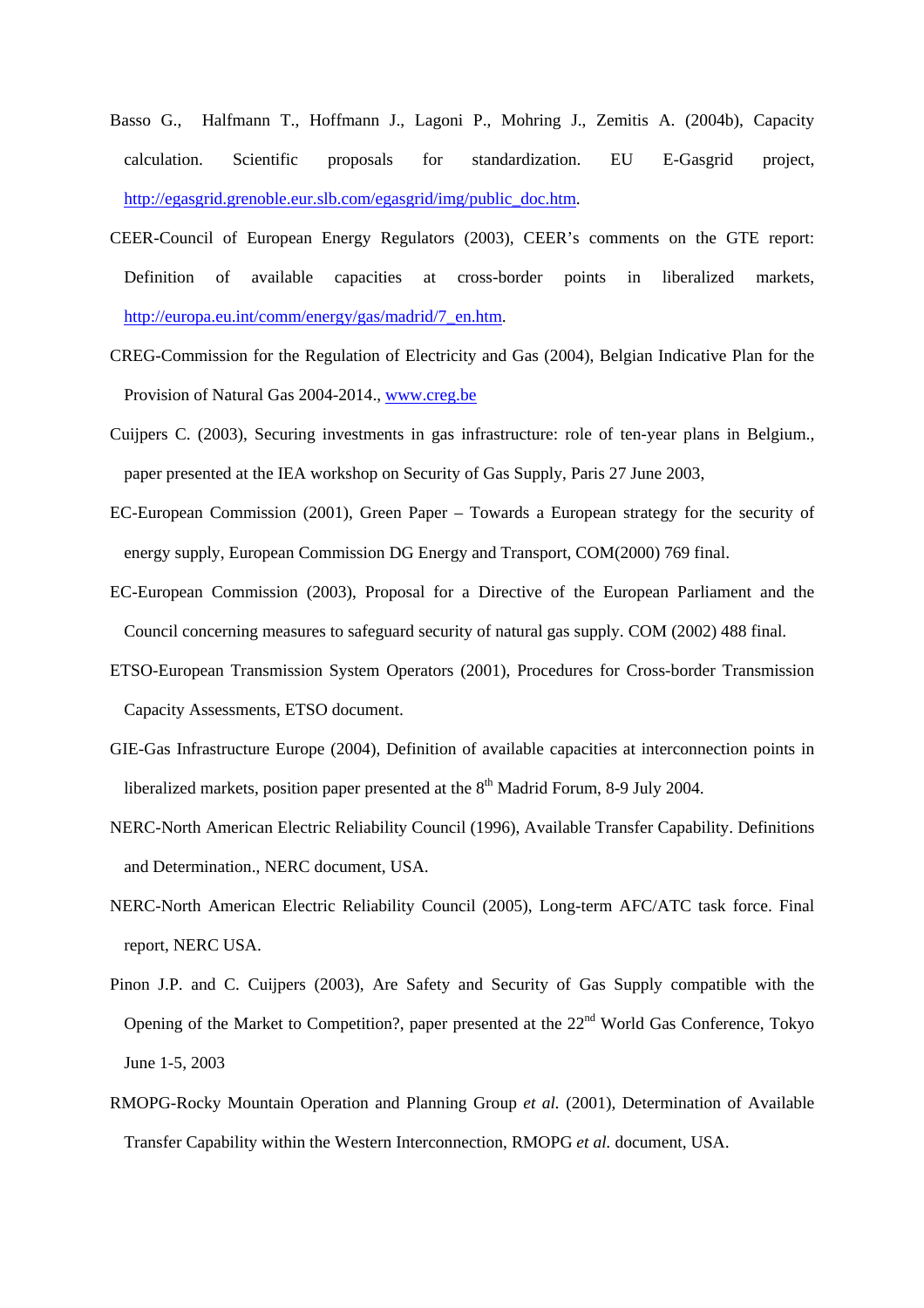Basso G., Halfmann T., Hoffmann J., Lagoni P., Mohring J., Zemitis A. (2004b), Capacity calculation. Scientific proposals for standardization. EU E-Gasgrid project, http://egasgrid.grenoble.eur.slb.com/egasgrid/img/public_doc.htm.

CEER-Council of European Energy Regulators (2003), CEER's comments on the GTE report: Definition of available capacities at cross-border points in liberalized markets, http://europa.eu.int/comm/energy/gas/madrid/7_en.htm.

CREG-Commission for the Regulation of Electricity and Gas (2004), Belgian Indicative Plan for the Provision of Natural Gas 2004-2014., www.creg.be

Cuijpers C. (2003), Securing investments in gas infrastructure: role of ten-year plans in Belgium., paper presented at the IEA workshop on Security of Gas Supply, Paris 27 June 2003,

EC-European Commission (2001), Green Paper – Towards a European strategy for the security of energy supply, European Commission DG Energy and Transport, COM(2000) 769 final.

EC-European Commission (2003), Proposal for a Directive of the European Parliament and the Council concerning measures to safeguard security of natural gas supply. COM (2002) 488 final.

ETSO-European Transmission System Operators (2001), Procedures for Cross-border Transmission Capacity Assessments, ETSO document.

GIE-Gas Infrastructure Europe (2004), Definition of available capacities at interconnection points in liberalized markets, position paper presented at the 8th Madrid Forum, 8-9 July 2004.

NERC-North American Electric Reliability Council (1996), Available Transfer Capability. Definitions and Determination., NERC document, USA.

NERC-North American Electric Reliability Council (2005), Long-term AFC/ATC task force. Final report, NERC USA.

Pinon J.P. and C. Cuijpers (2003), Are Safety and Security of Gas Supply compatible with the Opening of the Market to Competition?, paper presented at the 22nd World Gas Conference, Tokyo June 1-5, 2003

RMOPG-Rocky Mountain Operation and Planning Group *et al.* (2001), Determination of Available Transfer Capability within the Western Interconnection, RMOPG *et al.* document, USA.